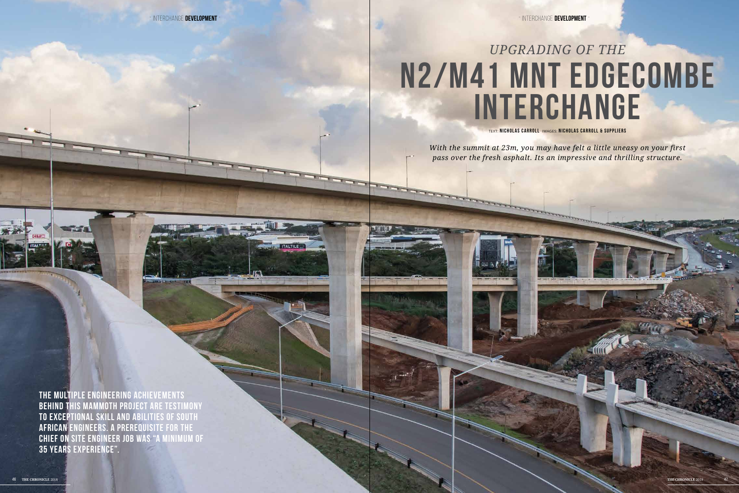# *UPGRADING OF THE*
# N2/M41 MNT EDGECOMBE INTERCHANGE

TEXT: **NICHOLAS CARROLL** IMAGES: **NICHOLAS CARROLL & SUPPLIERS**

*With the summit at 23m, you may have felt a little uneasy on your first pass over the fresh asphalt. Its an impressive and thrilling structure.*

**THE MULTIPLE ENGINEERING ACHIEVEMENTS BEHIND THIS MAMMOTH PROJECT ARE TESTIMONY TO EXCEPTIONAL SKILL AND ABILITIES OF SOUTH AFRICAN ENGINEERS. A PREREQUISITE FOR THE CHIEF ON SITE ENGINEER JOB WAS "A MINIMUM OF 35 YEARS EXPERIENCE".**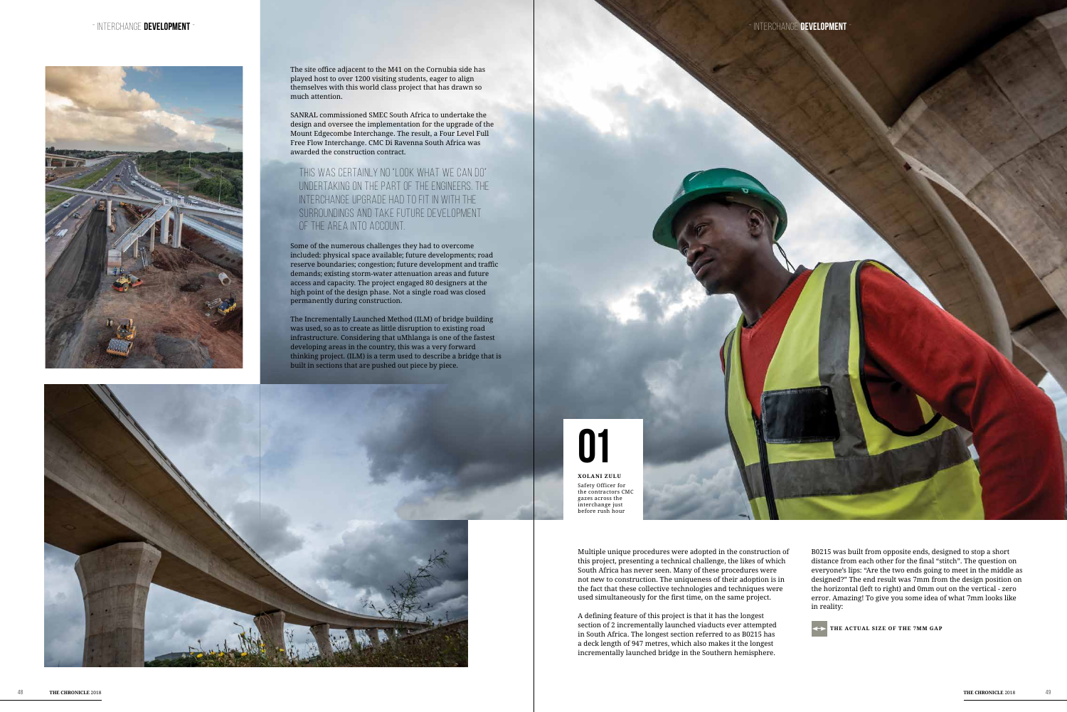The site office adjacent to the M41 on the Cornubia side has played host to over 1200 visiting students, eager to align themselves with this world class project that has drawn so much attention.

SANRAL commissioned SMEC South Africa to undertake the design and oversee the implementation for the upgrade of the Mount Edgecombe Interchange. The result, a Four Level Full Free Flow Interchange. CMC Di Ravenna South Africa was awarded the construction contract.

> THIS WAS CERTAINLY NO "LOOK WHAT WE CAN DO" UNDERTAKING ON THE PART OF THE ENGINEERS. THE INTERCHANGE UPGRADE HAD TO FIT IN WITH THE SURROUNDINGS AND TAKE FUTURE DEVELOPMENT OF THE AREA INTO ACCOUNT.

Some of the numerous challenges they had to overcome included: physical space available; future developments; road reserve boundaries; congestion; future development and traffic demands; existing storm-water attenuation areas and future access and capacity. The project engaged 80 designers at the high point of the design phase. Not a single road was closed permanently during construction.

The Incrementally Launched Method (ILM) of bridge building was used, so as to create as little disruption to existing road infrastructure. Considering that uMhlanga is one of the fastest developing areas in the country, this was a very forward thinking project. (ILM) is a term used to describe a bridge that is built in sections that are pushed out piece by piece.

**01**

**XOLANI ZULU**

Safety Officer for the contractors CMC gazes across the interchange just before rush hour

Multiple unique procedures were adopted in the construction of this project, presenting a technical challenge, the likes of which South Africa has never seen. Many of these procedures were not new to construction. The uniqueness of their adoption is in the fact that these collective technologies and techniques were used simultaneously for the first time, on the same project.

A defining feature of this project is that it has the longest section of 2 incrementally launched viaducts ever attempted in South Africa. The longest section referred to as B0215 has a deck length of 947 metres, which also makes it the longest incrementally launched bridge in the Southern hemisphere.

B0215 was built from opposite ends, designed to stop a short distance from each other for the final "stitch". The question on everyone's lips: "Are the two ends going to meet in the middle as designed?" The end result was 7mm from the design position on the horizontal (left to right) and 0mm out on the vertical - zero error. Amazing! To give you some idea of what 7mm looks like in reality:

**THE ACTUAL SIZE OF THE 7MM GAP**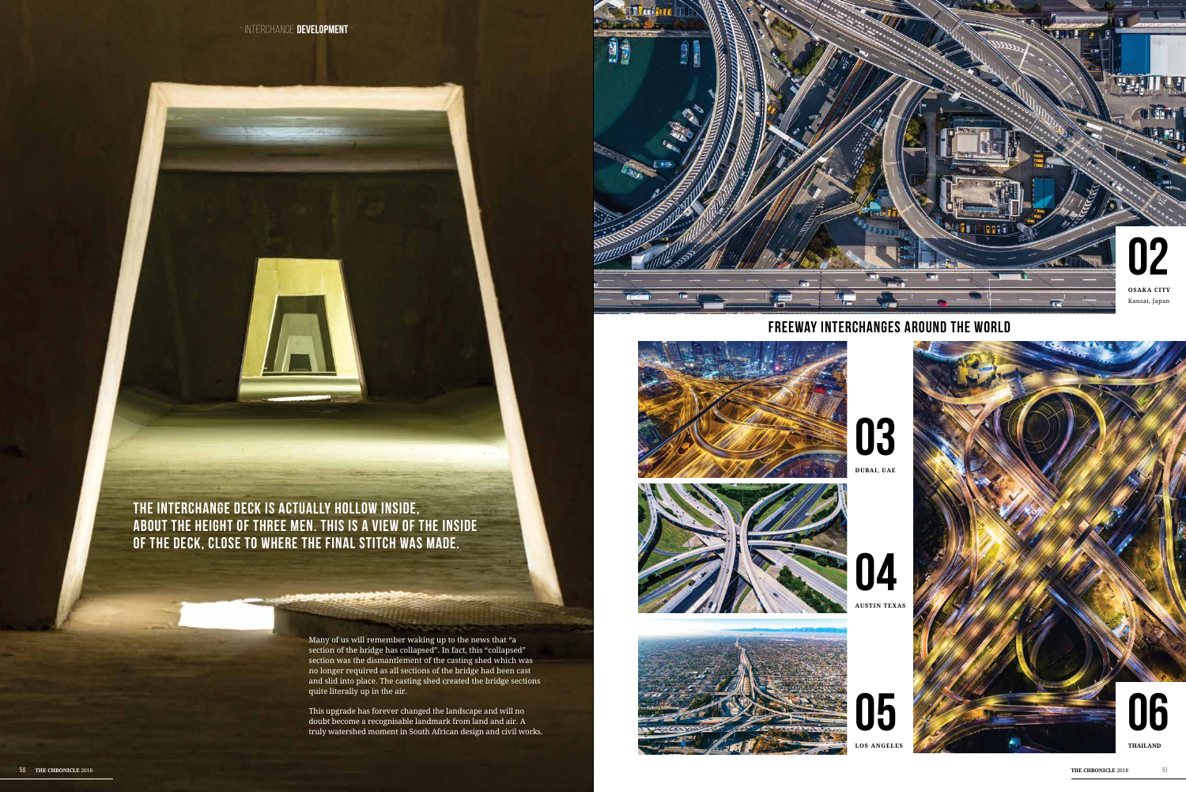THE INTERCHANGE DECK IS ACTUALLY HOLLOW INSIDE, ABOUT THE HEIGHT OF THREE MEN. THIS IS A VIEW OF THE INSIDE OF THE DECK, CLOSE TO WHERE THE FINAL STITCH WAS MADE.

Many of us will remember waking up to the news that "a section of the bridge has collapsed". In fact, this "collapsed" section was the dismantlement of the casting shed which was no longer required as all sections of the bridge had been cast and slid into place. The casting shed created the bridge sections quite literally up in the air.

This upgrade has forever changed the landscape and will no doubt become a recognisable landmark from land and air. A truly watershed moment in South African design and civil works.

**02**
**OSAKA CITY**
Kansai, Japan

## FREEWAY INTERCHANGES AROUND THE WORLD

**03**
**DUBAI, UAE**

**04**
**AUSTIN TEXAS**

**05**
**LOS ANGELES**

**06**
**THAILAND**